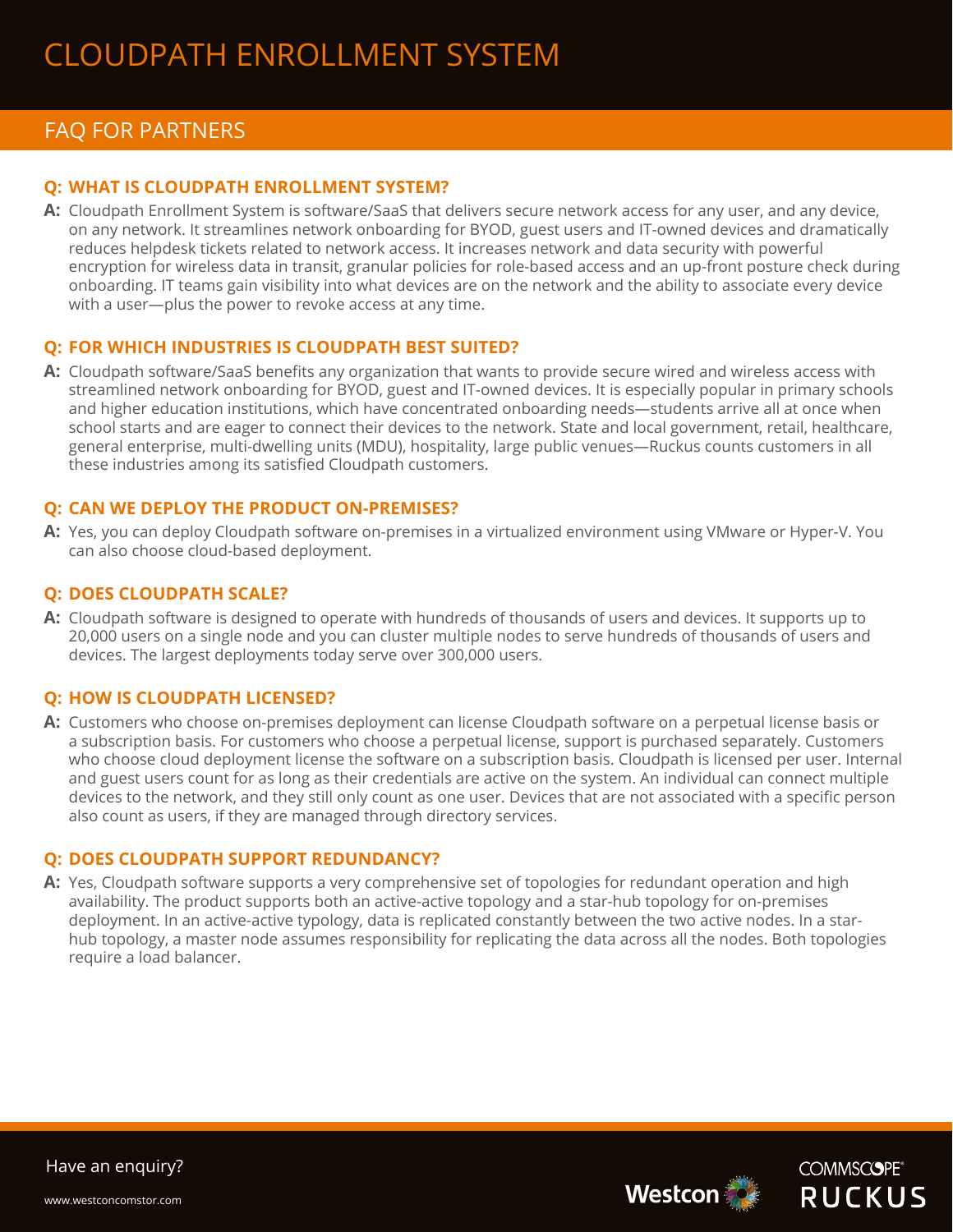# CLOUDPATH ENROLLMENT SYSTEM

## FAQ FOR PARTNERS

### Q: WHAT IS CLOUDPATH ENROLLMENT SYSTEM?

**A:** Cloudpath Enrollment System is software/SaaS that delivers secure network access for any user, and any device, on any network. It streamlines network onboarding for BYOD, guest users and IT-owned devices and dramatically reduces helpdesk tickets related to network access. It increases network and data security with powerful encryption for wireless data in transit, granular policies for role-based access and an up-front posture check during onboarding. IT teams gain visibility into what devices are on the network and the ability to associate every device with a user—plus the power to revoke access at any time.

### Q: FOR WHICH INDUSTRIES IS CLOUDPATH BEST SUITED?

**A:** Cloudpath software/SaaS benefits any organization that wants to provide secure wired and wireless access with streamlined network onboarding for BYOD, guest and IT-owned devices. It is especially popular in primary schools and higher education institutions, which have concentrated onboarding needs—students arrive all at once when school starts and are eager to connect their devices to the network. State and local government, retail, healthcare, general enterprise, multi-dwelling units (MDU), hospitality, large public venues—Ruckus counts customers in all these industries among its satisfied Cloudpath customers.

### Q: CAN WE DEPLOY THE PRODUCT ON-PREMISES?

**A:** Yes, you can deploy Cloudpath software on-premises in a virtualized environment using VMware or Hyper-V. You can also choose cloud-based deployment.

### Q: DOES CLOUDPATH SCALE?

**A:** Cloudpath software is designed to operate with hundreds of thousands of users and devices. It supports up to 20,000 users on a single node and you can cluster multiple nodes to serve hundreds of thousands of users and devices. The largest deployments today serve over 300,000 users.

### Q: HOW IS CLOUDPATH LICENSED?

**A:** Customers who choose on-premises deployment can license Cloudpath software on a perpetual license basis or a subscription basis. For customers who choose a perpetual license, support is purchased separately. Customers who choose cloud deployment license the software on a subscription basis. Cloudpath is licensed per user. Internal and guest users count for as long as their credentials are active on the system. An individual can connect multiple devices to the network, and they still only count as one user. Devices that are not associated with a specific person also count as users, if they are managed through directory services.

### Q: DOES CLOUDPATH SUPPORT REDUNDANCY?

**A:** Yes, Cloudpath software supports a very comprehensive set of topologies for redundant operation and high availability. The product supports both an active-active topology and a star-hub topology for on-premises deployment. In an active-active typology, data is replicated constantly between the two active nodes. In a star-hub topology, a master node assumes responsibility for replicating the data across all the nodes. Both topologies require a load balancer.

Have an enquiry?

www.westconcomstor.com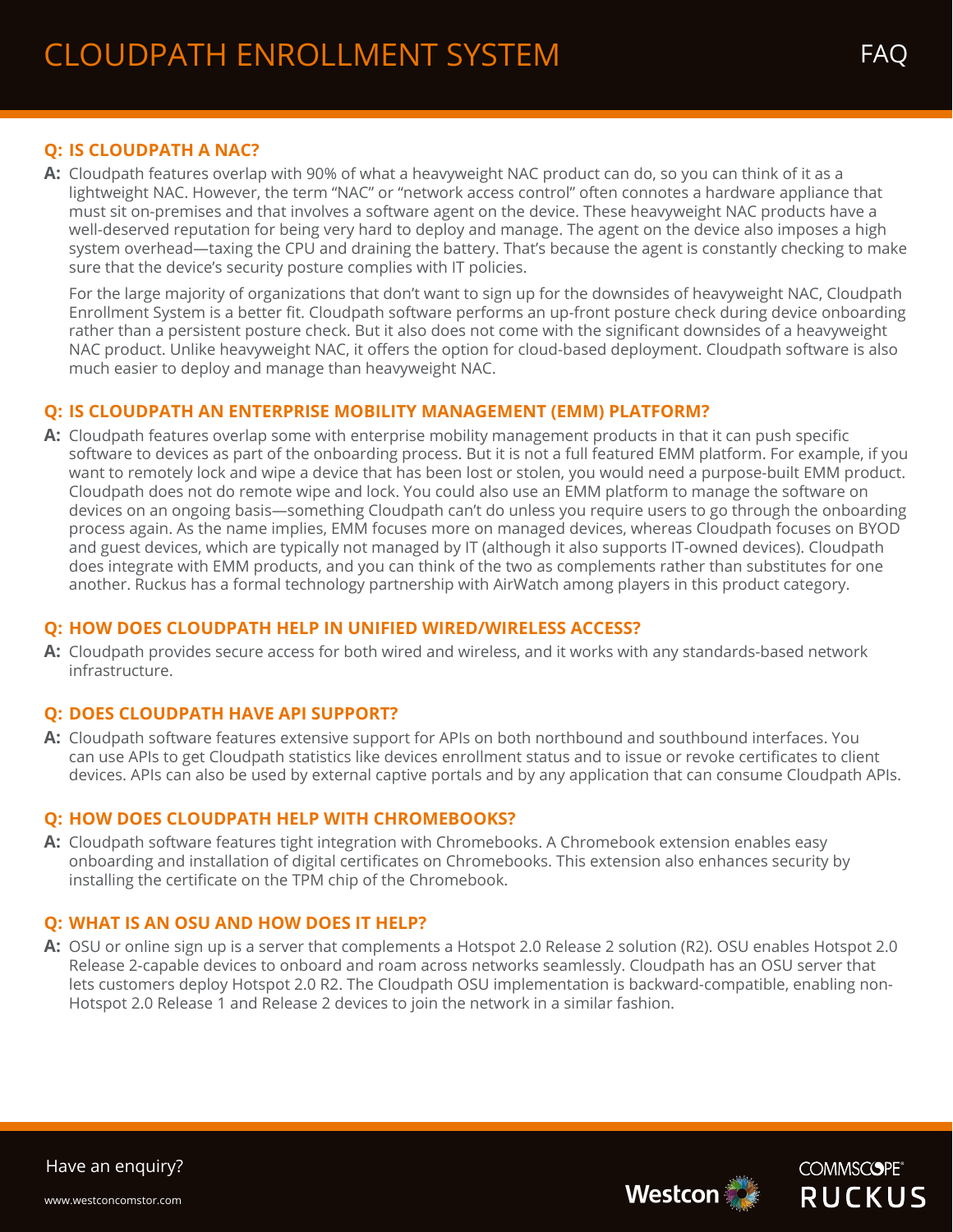### Q: IS CLOUDPATH A NAC?

**A:** Cloudpath features overlap with 90% of what a heavyweight NAC product can do, so you can think of it as a lightweight NAC. However, the term "NAC" or "network access control" often connotes a hardware appliance that must sit on-premises and that involves a software agent on the device. These heavyweight NAC products have a well-deserved reputation for being very hard to deploy and manage. The agent on the device also imposes a high system overhead—taxing the CPU and draining the battery. That's because the agent is constantly checking to make sure that the device's security posture complies with IT policies.

For the large majority of organizations that don't want to sign up for the downsides of heavyweight NAC, Cloudpath Enrollment System is a better fit. Cloudpath software performs an up-front posture check during device onboarding rather than a persistent posture check. But it also does not come with the significant downsides of a heavyweight NAC product. Unlike heavyweight NAC, it offers the option for cloud-based deployment. Cloudpath software is also much easier to deploy and manage than heavyweight NAC.

### Q: IS CLOUDPATH AN ENTERPRISE MOBILITY MANAGEMENT (EMM) PLATFORM?

**A:** Cloudpath features overlap some with enterprise mobility management products in that it can push specific software to devices as part of the onboarding process. But it is not a full featured EMM platform. For example, if you want to remotely lock and wipe a device that has been lost or stolen, you would need a purpose-built EMM product. Cloudpath does not do remote wipe and lock. You could also use an EMM platform to manage the software on devices on an ongoing basis—something Cloudpath can't do unless you require users to go through the onboarding process again. As the name implies, EMM focuses more on managed devices, whereas Cloudpath focuses on BYOD and guest devices, which are typically not managed by IT (although it also supports IT-owned devices). Cloudpath does integrate with EMM products, and you can think of the two as complements rather than substitutes for one another. Ruckus has a formal technology partnership with AirWatch among players in this product category.

### Q: HOW DOES CLOUDPATH HELP IN UNIFIED WIRED/WIRELESS ACCESS?

**A:** Cloudpath provides secure access for both wired and wireless, and it works with any standards-based network infrastructure.

### Q: DOES CLOUDPATH HAVE API SUPPORT?

**A:** Cloudpath software features extensive support for APIs on both northbound and southbound interfaces. You can use APIs to get Cloudpath statistics like devices enrollment status and to issue or revoke certificates to client devices. APIs can also be used by external captive portals and by any application that can consume Cloudpath APIs.

### Q: HOW DOES CLOUDPATH HELP WITH CHROMEBOOKS?

**A:** Cloudpath software features tight integration with Chromebooks. A Chromebook extension enables easy onboarding and installation of digital certificates on Chromebooks. This extension also enhances security by installing the certificate on the TPM chip of the Chromebook.

### Q: WHAT IS AN OSU AND HOW DOES IT HELP?

**A:** OSU or online sign up is a server that complements a Hotspot 2.0 Release 2 solution (R2). OSU enables Hotspot 2.0 Release 2-capable devices to onboard and roam across networks seamlessly. Cloudpath has an OSU server that lets customers deploy Hotspot 2.0 R2. The Cloudpath OSU implementation is backward-compatible, enabling non-Hotspot 2.0 Release 1 and Release 2 devices to join the network in a similar fashion.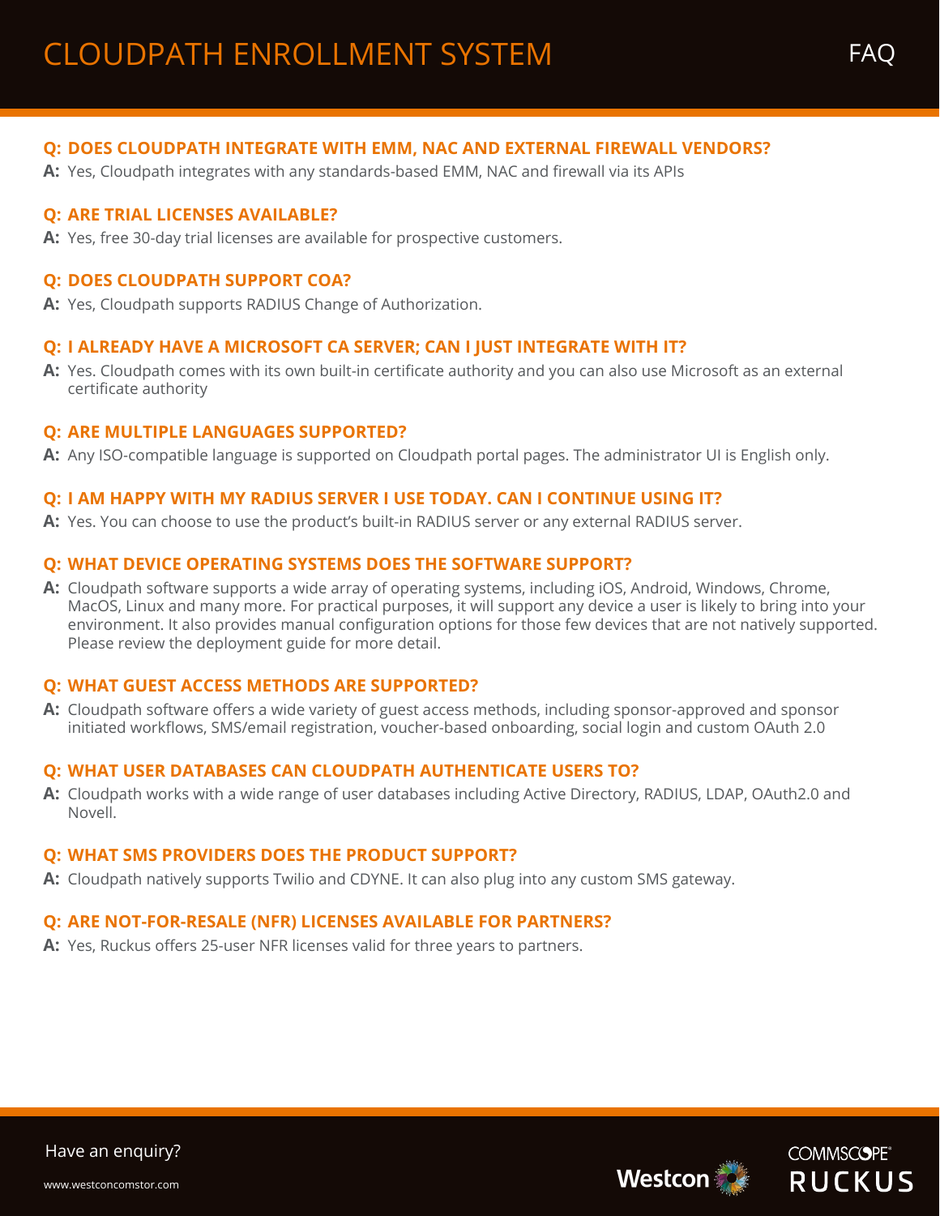# CLOUDPATH ENROLLMENT SYSTEM

FAQ

**Q: DOES CLOUDPATH INTEGRATE WITH EMM, NAC AND EXTERNAL FIREWALL VENDORS?**

**A:** Yes, Cloudpath integrates with any standards-based EMM, NAC and firewall via its APIs

**Q: ARE TRIAL LICENSES AVAILABLE?**

**A:** Yes, free 30-day trial licenses are available for prospective customers.

**Q: DOES CLOUDPATH SUPPORT COA?**

**A:** Yes, Cloudpath supports RADIUS Change of Authorization.

**Q: I ALREADY HAVE A MICROSOFT CA SERVER; CAN I JUST INTEGRATE WITH IT?**

**A:** Yes. Cloudpath comes with its own built-in certificate authority and you can also use Microsoft as an external certificate authority

**Q: ARE MULTIPLE LANGUAGES SUPPORTED?**

**A:** Any ISO-compatible language is supported on Cloudpath portal pages. The administrator UI is English only.

**Q: I AM HAPPY WITH MY RADIUS SERVER I USE TODAY. CAN I CONTINUE USING IT?**

**A:** Yes. You can choose to use the product's built-in RADIUS server or any external RADIUS server.

**Q: WHAT DEVICE OPERATING SYSTEMS DOES THE SOFTWARE SUPPORT?**

**A:** Cloudpath software supports a wide array of operating systems, including iOS, Android, Windows, Chrome, MacOS, Linux and many more. For practical purposes, it will support any device a user is likely to bring into your environment. It also provides manual configuration options for those few devices that are not natively supported. Please review the deployment guide for more detail.

**Q: WHAT GUEST ACCESS METHODS ARE SUPPORTED?**

**A:** Cloudpath software offers a wide variety of guest access methods, including sponsor-approved and sponsor initiated workflows, SMS/email registration, voucher-based onboarding, social login and custom OAuth 2.0

**Q: WHAT USER DATABASES CAN CLOUDPATH AUTHENTICATE USERS TO?**

**A:** Cloudpath works with a wide range of user databases including Active Directory, RADIUS, LDAP, OAuth2.0 and Novell.

**Q: WHAT SMS PROVIDERS DOES THE PRODUCT SUPPORT?**

**A:** Cloudpath natively supports Twilio and CDYNE. It can also plug into any custom SMS gateway.

**Q: ARE NOT-FOR-RESALE (NFR) LICENSES AVAILABLE FOR PARTNERS?**

**A:** Yes, Ruckus offers 25-user NFR licenses valid for three years to partners.

Have an enquiry?

www.westconcomstor.com

Westcon

COMMSCOPE RUCKUS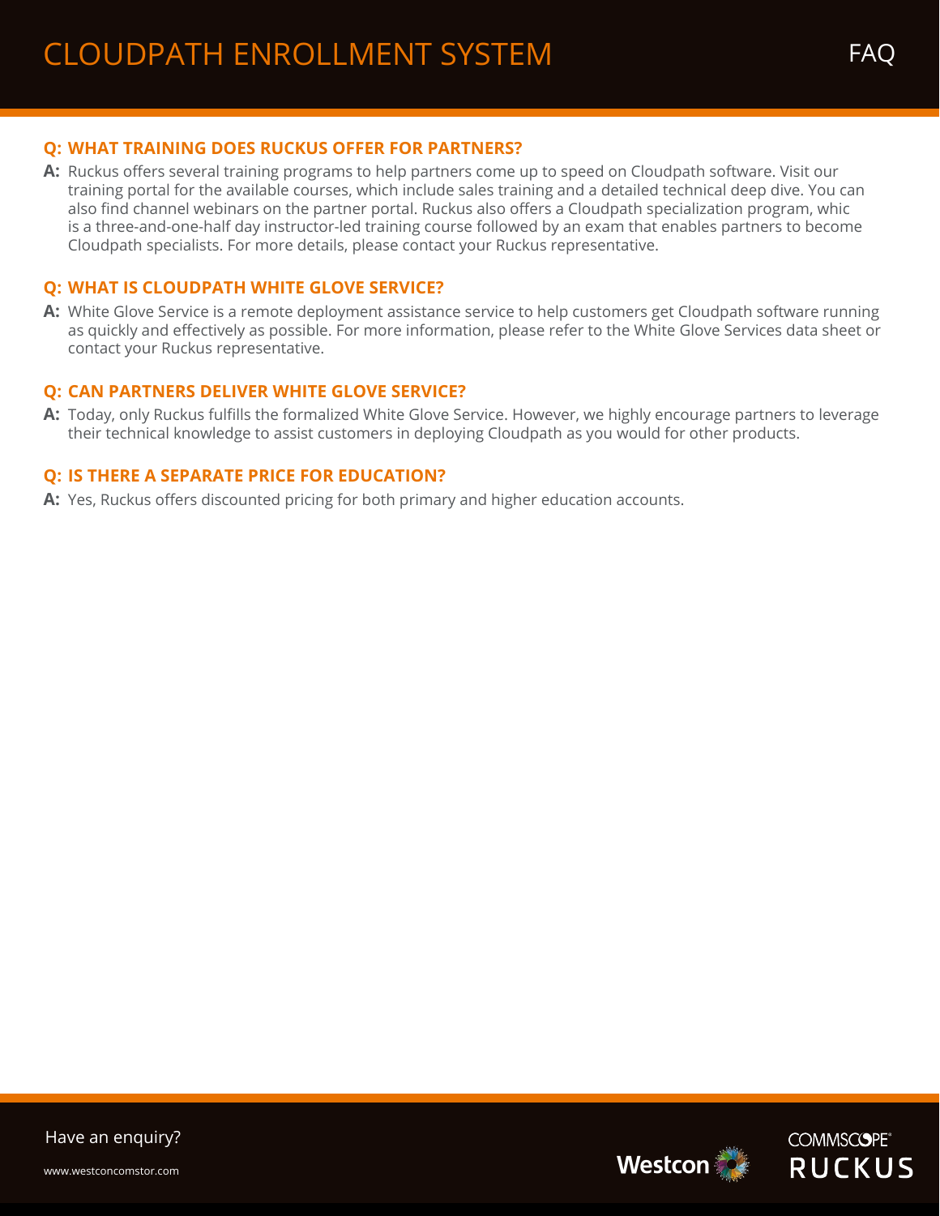**Q: WHAT TRAINING DOES RUCKUS OFFER FOR PARTNERS?**

**A:** Ruckus offers several training programs to help partners come up to speed on Cloudpath software. Visit our training portal for the available courses, which include sales training and a detailed technical deep dive. You can also find channel webinars on the partner portal. Ruckus also offers a Cloudpath specialization program, whic is a three-and-one-half day instructor-led training course followed by an exam that enables partners to become Cloudpath specialists. For more details, please contact your Ruckus representative.

**Q: WHAT IS CLOUDPATH WHITE GLOVE SERVICE?**

**A:** White Glove Service is a remote deployment assistance service to help customers get Cloudpath software running as quickly and effectively as possible. For more information, please refer to the White Glove Services data sheet or contact your Ruckus representative.

**Q: CAN PARTNERS DELIVER WHITE GLOVE SERVICE?**

**A:** Today, only Ruckus fulfills the formalized White Glove Service. However, we highly encourage partners to leverage their technical knowledge to assist customers in deploying Cloudpath as you would for other products.

**Q: IS THERE A SEPARATE PRICE FOR EDUCATION?**

**A:** Yes, Ruckus offers discounted pricing for both primary and higher education accounts.

Have an enquiry?

www.westconcomstor.com